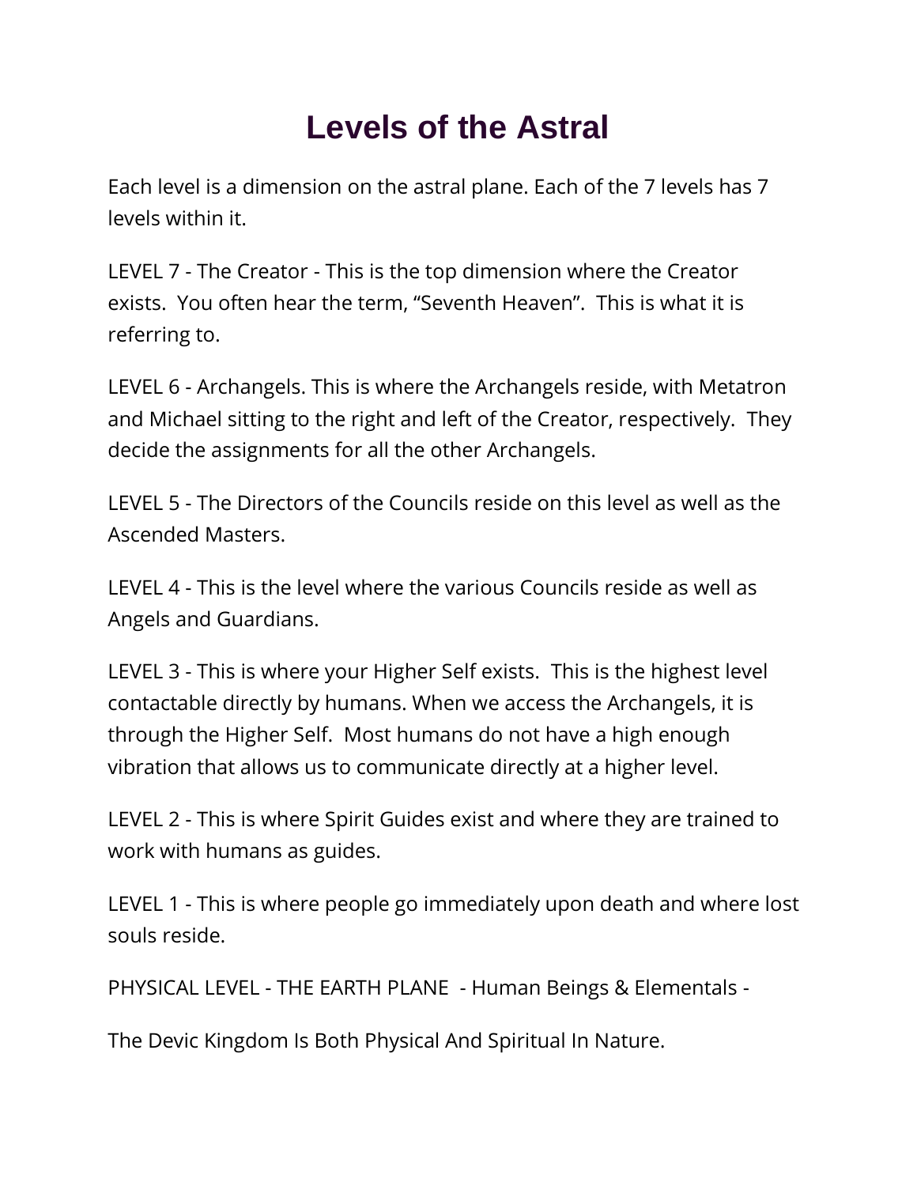# Levels of the Astral

Each level is a dimension on the astral plane. Each of the 7 levels has 7 levels within it.

LEVEL 7 - The Creator - This is the top dimension where the Creator exists.  You often hear the term, “Seventh Heaven”.  This is what it is referring to.

LEVEL 6 - Archangels. This is where the Archangels reside, with Metatron and Michael sitting to the right and left of the Creator, respectively.  They decide the assignments for all the other Archangels.

LEVEL 5 - The Directors of the Councils reside on this level as well as the Ascended Masters.

LEVEL 4 - This is the level where the various Councils reside as well as Angels and Guardians.

LEVEL 3 - This is where your Higher Self exists.  This is the highest level contactable directly by humans. When we access the Archangels, it is through the Higher Self.  Most humans do not have a high enough vibration that allows us to communicate directly at a higher level.

LEVEL 2 - This is where Spirit Guides exist and where they are trained to work with humans as guides.

LEVEL 1 - This is where people go immediately upon death and where lost souls reside.

PHYSICAL LEVEL - THE EARTH PLANE  - Human Beings & Elementals -

The Devic Kingdom Is Both Physical And Spiritual In Nature.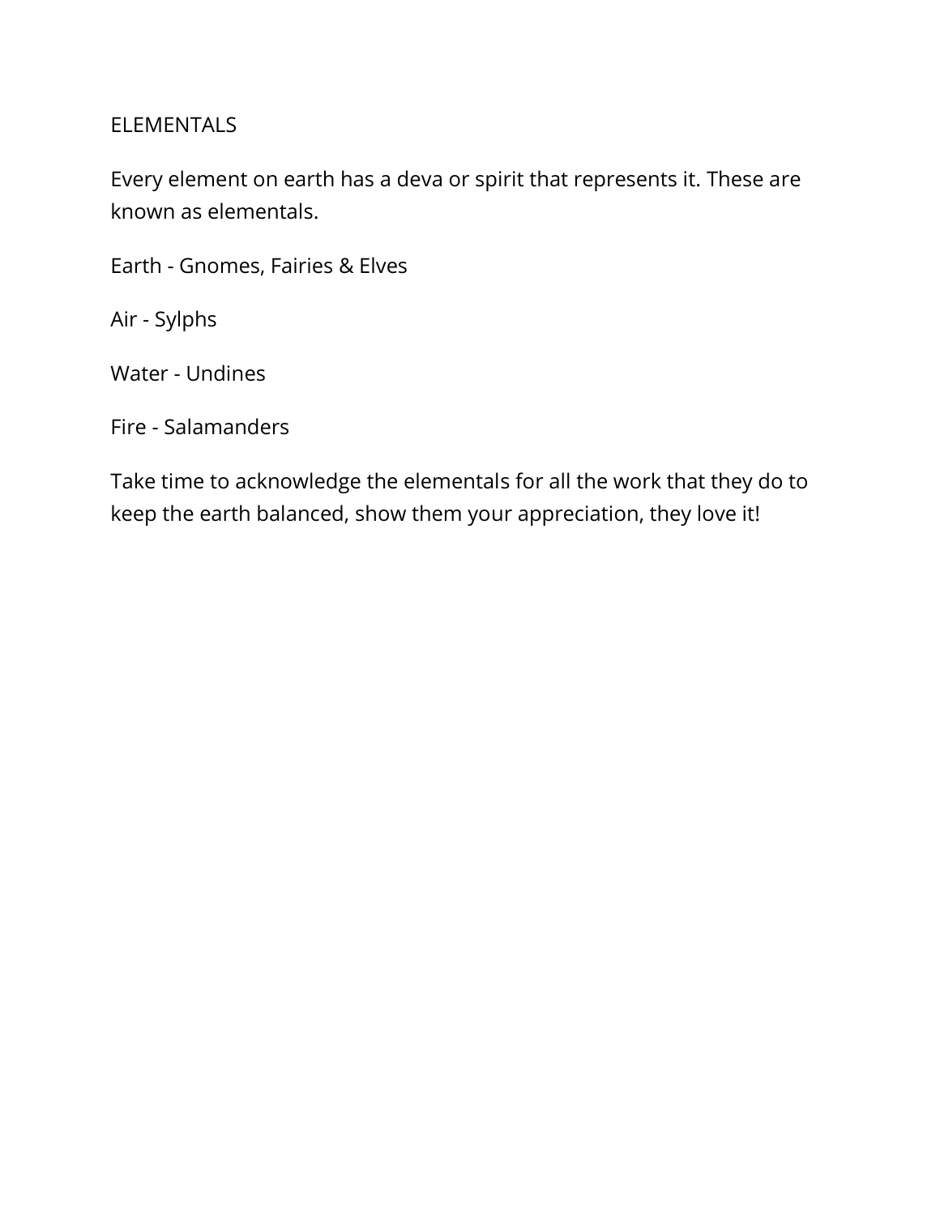# ELEMENTALS

Every element on earth has a deva or spirit that represents it. These are known as elementals.

Earth - Gnomes, Fairies & Elves

Air - Sylphs

Water - Undines

Fire - Salamanders

Take time to acknowledge the elementals for all the work that they do to keep the earth balanced, show them your appreciation, they love it!